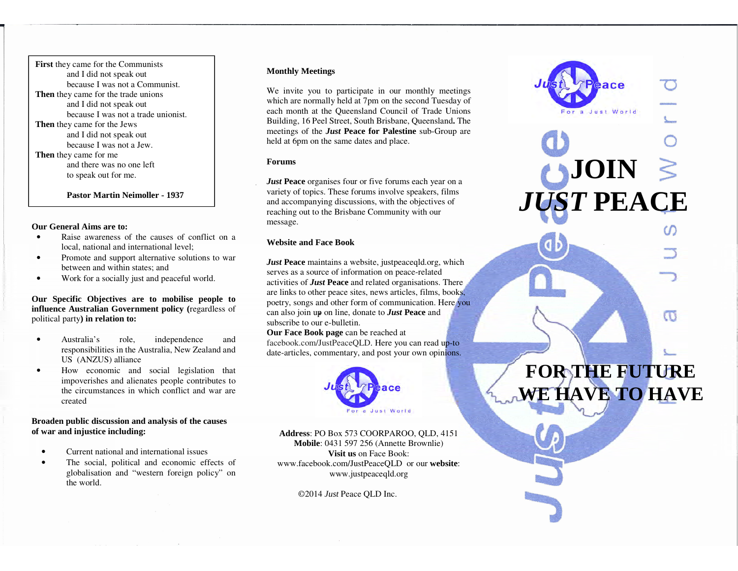**First** they came for the Communists
and I did not speak out
because I was not a Communist.
**Then** they came for the trade unions
and I did not speak out
because I was not a trade unionist.
**Then** they came for the Jews
and I did not speak out
because I was not a Jew.
**Then** they came for me
and there was no one left
to speak out for me.

**Pastor Martin Neimoller - 1937**

**Our General Aims are to:**

- Raise awareness of the causes of conflict on a local, national and international level;
- Promote and support alternative solutions to war between and within states; and
- Work for a socially just and peaceful world.

**Our Specific Objectives are to mobilise people to influence Australian Government policy (**regardless of political party**) in relation to:**

- Australia's role, independence and responsibilities in the Australia, New Zealand and US (ANZUS) alliance
- How economic and social legislation that impoverishes and alienates people contributes to the circumstances in which conflict and war are created

**Broaden public discussion and analysis of the causes of war and injustice including:**

- Current national and international issues
- The social, political and economic effects of globalisation and "western foreign policy" on the world.

**Monthly Meetings**

We invite you to participate in our monthly meetings which are normally held at 7pm on the second Tuesday of each month at the Queensland Council of Trade Unions Building, 16 Peel Street, South Brisbane, Queensland**.** The meetings of the ***Just* Peace for Palestine** sub-Group are held at 6pm on the same dates and place.

**Forums**

***Just* Peace** organises four or five forums each year on a variety of topics. These forums involve speakers, films and accompanying discussions, with the objectives of reaching out to the Brisbane Community with our message.

**Website and Face Book**

***Just* Peace** maintains a website, justpeaceqld.org, which serves as a source of information on peace-related activities of ***Just* Peace** and related organisations. There are links to other peace sites, news articles, films, books, poetry, songs and other form of communication. Here you can also join up on line, donate to ***Just* Peace** and subscribe to our e-bulletin.
**Our Face Book page** can be reached at facebook.com/JustPeaceQLD. Here you can read up-to date-articles, commentary, and post your own opinions.

Just Peace
For a Just World

**Address**: PO Box 573 COORPAROO, QLD, 4151
**Mobile**: 0431 597 256 (Annette Brownlie)
**Visit us** on Face Book:
www.facebook.com/JustPeaceQLD or our **website**:
www.justpeaceqld.org

©2014 *Just* Peace QLD Inc.

Just Peace
For a Just World

# JOIN
# *JUST* PEACE

## FOR THE FUTURE WE HAVE TO HAVE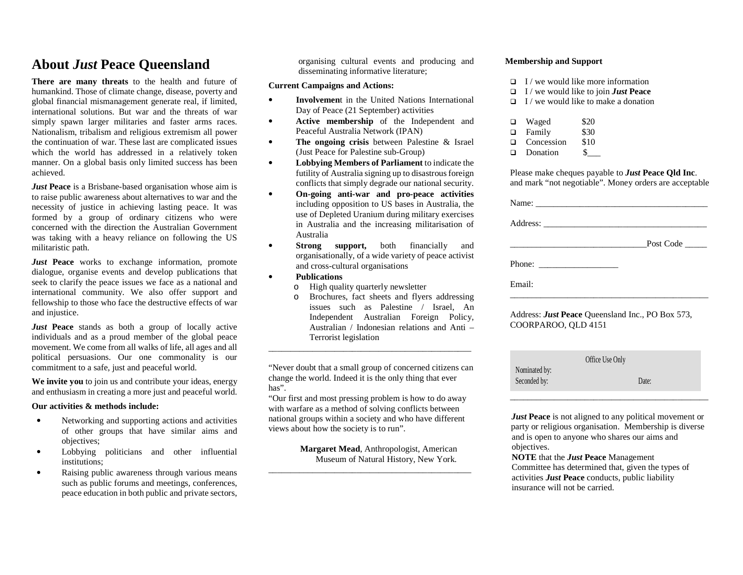# About *Just* Peace Queensland

**There are many threats** to the health and future of humankind. Those of climate change, disease, poverty and global financial mismanagement generate real, if limited, international solutions. But war and the threats of war simply spawn larger militaries and faster arms races. Nationalism, tribalism and religious extremism all power the continuation of war. These last are complicated issues which the world has addressed in a relatively token manner. On a global basis only limited success has been achieved.

***Just* Peace** is a Brisbane-based organisation whose aim is to raise public awareness about alternatives to war and the necessity of justice in achieving lasting peace. It was formed by a group of ordinary citizens who were concerned with the direction the Australian Government was taking with a heavy reliance on following the US militaristic path.

***Just* Peace** works to exchange information, promote dialogue, organise events and develop publications that seek to clarify the peace issues we face as a national and international community. We also offer support and fellowship to those who face the destructive effects of war and injustice.

***Just* Peace** stands as both a group of locally active individuals and as a proud member of the global peace movement. We come from all walks of life, all ages and all political persuasions. Our one commonality is our commitment to a safe, just and peaceful world.

**We invite you** to join us and contribute your ideas, energy and enthusiasm in creating a more just and peaceful world.

**Our activities & methods include:**

- Networking and supporting actions and activities of other groups that have similar aims and objectives;
- Lobbying politicians and other influential institutions;
- Raising public awareness through various means such as public forums and meetings, conferences, peace education in both public and private sectors, organising cultural events and producing and disseminating informative literature;

**Current Campaigns and Actions:**

- **Involvemen**t in the United Nations International Day of Peace (21 September) activities
- **Active membership** of the Independent and Peaceful Australia Network (IPAN)
- **The ongoing crisis** between Palestine & Israel (Just Peace for Palestine sub-Group)
- **Lobbying Members of Parliament** to indicate the futility of Australia signing up to disastrous foreign conflicts that simply degrade our national security.
- **On-going anti-war and pro-peace activities** including opposition to US bases in Australia, the use of Depleted Uranium during military exercises in Australia and the increasing militarisation of Australia
- **Strong support,** both financially and organisationally, of a wide variety of peace activist and cross-cultural organisations
- **Publications**
  - High quality quarterly newsletter
  - Brochures, fact sheets and flyers addressing issues such as Palestine / Israel, An Independent Australian Foreign Policy, Australian / Indonesian relations and Anti – Terrorist legislation

---

"Never doubt that a small group of concerned citizens can change the world. Indeed it is the only thing that ever has".

"Our first and most pressing problem is how to do away with warfare as a method of solving conflicts between national groups within a society and who have different views about how the society is to run".

**Margaret Mead**, Anthropologist, American Museum of Natural History, New York.

---

**Membership and Support**

- ❑ I / we would like more information
- ❑ I / we would like to join ***Just* Peace**
- ❑ I / we would like to make a donation

- ❑ Waged $20
- ❑ Family $30
- ❑ Concession $10
- ❑ Donation $___

Please make cheques payable to ***Just* Peace Qld Inc**. and mark "not negotiable". Money orders are acceptable

Name: ______________________________________

Address: ____________________________________

______________________________Post Code _____

Phone: _________________

Email:
______________________________________________

Address: ***Just* Peace** Queensland Inc., PO Box 573, COORPAROO, QLD 4151

Office Use Only

Nominated by:

Seconded by: Date:

---

***Just* Peace** is not aligned to any political movement or party or religious organisation. Membership is diverse and is open to anyone who shares our aims and objectives.

**NOTE** that the ***Just* Peace** Management Committee has determined that, given the types of activities ***Just* Peace** conducts, public liability insurance will not be carried.